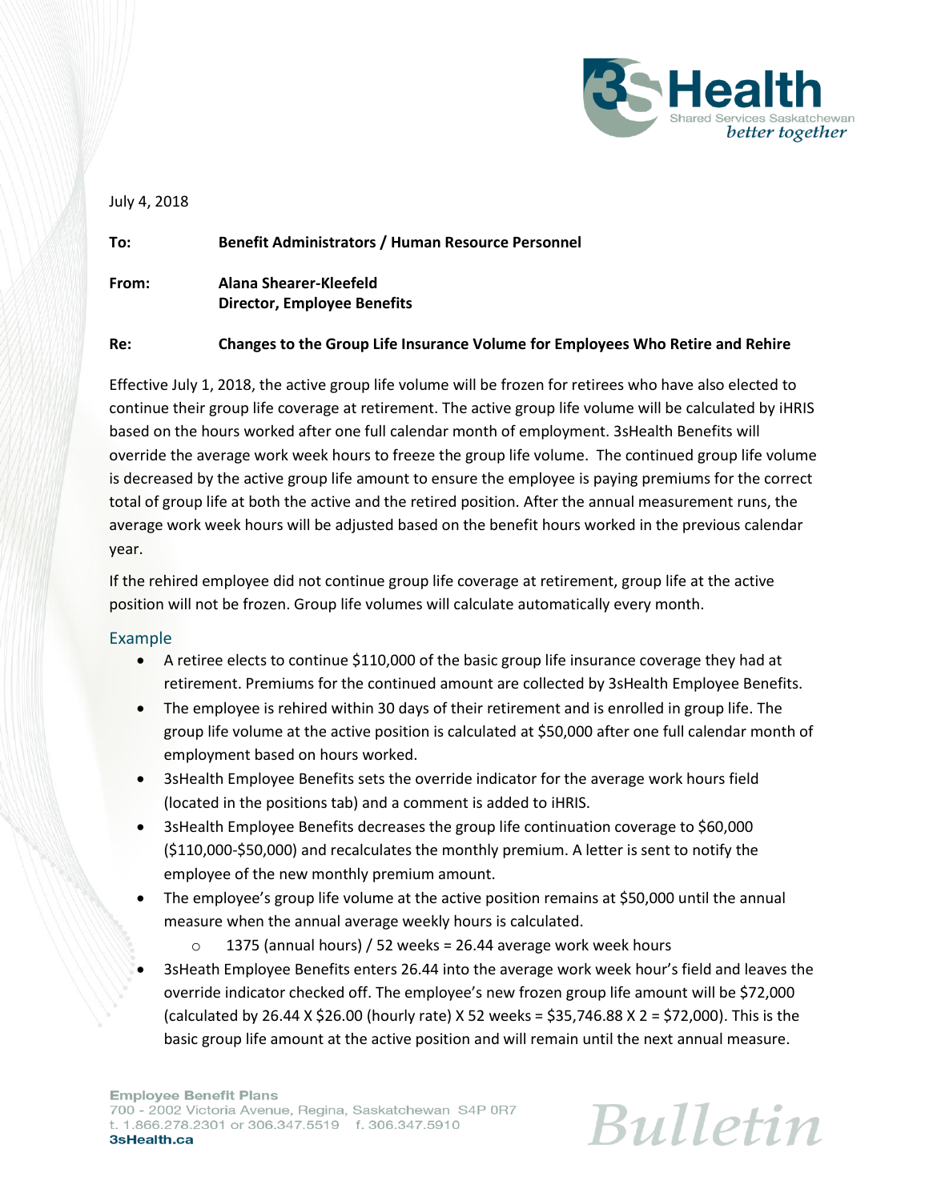July 4, 2018

**To:** **Benefit Administrators / Human Resource Personnel**

**From:** **Alana Shearer-Kleefeld**
**Director, Employee Benefits**

**Re:** **Changes to the Group Life Insurance Volume for Employees Who Retire and Rehire**

Effective July 1, 2018, the active group life volume will be frozen for retirees who have also elected to continue their group life coverage at retirement. The active group life volume will be calculated by iHRIS based on the hours worked after one full calendar month of employment. 3sHealth Benefits will override the average work week hours to freeze the group life volume. The continued group life volume is decreased by the active group life amount to ensure the employee is paying premiums for the correct total of group life at both the active and the retired position. After the annual measurement runs, the average work week hours will be adjusted based on the benefit hours worked in the previous calendar year.

If the rehired employee did not continue group life coverage at retirement, group life at the active position will not be frozen. Group life volumes will calculate automatically every month.

## Example

- A retiree elects to continue $110,000 of the basic group life insurance coverage they had at retirement. Premiums for the continued amount are collected by 3sHealth Employee Benefits.
- The employee is rehired within 30 days of their retirement and is enrolled in group life. The group life volume at the active position is calculated at $50,000 after one full calendar month of employment based on hours worked.
- 3sHealth Employee Benefits sets the override indicator for the average work hours field (located in the positions tab) and a comment is added to iHRIS.
- 3sHealth Employee Benefits decreases the group life continuation coverage to $60,000 ($110,000-$50,000) and recalculates the monthly premium. A letter is sent to notify the employee of the new monthly premium amount.
- The employee's group life volume at the active position remains at $50,000 until the annual measure when the annual average weekly hours is calculated.
  - 1375 (annual hours) / 52 weeks = 26.44 average work week hours
- 3sHeath Employee Benefits enters 26.44 into the average work week hour's field and leaves the override indicator checked off. The employee's new frozen group life amount will be $72,000 (calculated by 26.44 X $26.00 (hourly rate) X 52 weeks = $35,746.88 X 2 = $72,000). This is the basic group life amount at the active position and will remain until the next annual measure.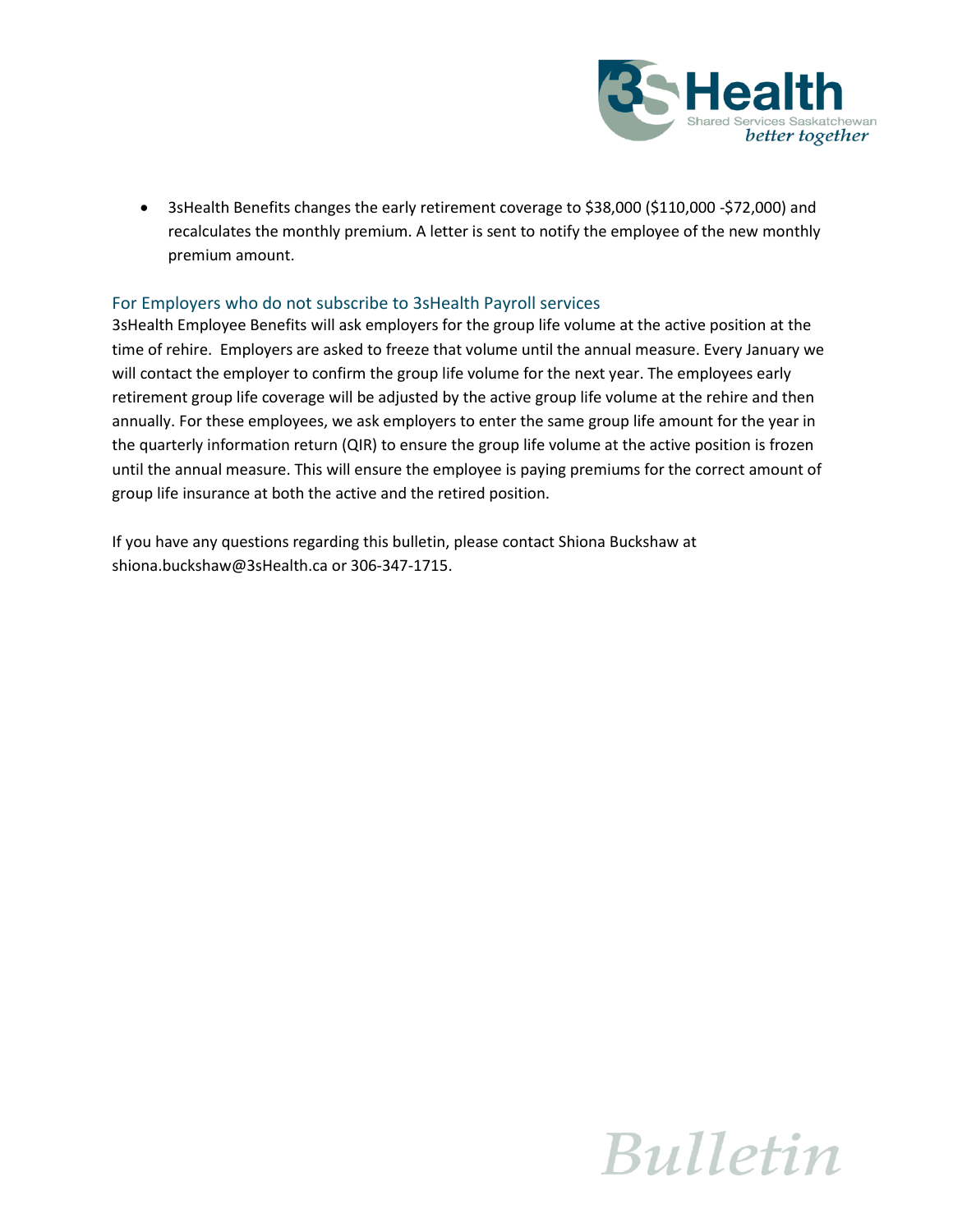- 3sHealth Benefits changes the early retirement coverage to $38,000 ($110,000 -$72,000) and recalculates the monthly premium. A letter is sent to notify the employee of the new monthly premium amount.

## For Employers who do not subscribe to 3sHealth Payroll services

3sHealth Employee Benefits will ask employers for the group life volume at the active position at the time of rehire. Employers are asked to freeze that volume until the annual measure. Every January we will contact the employer to confirm the group life volume for the next year. The employees early retirement group life coverage will be adjusted by the active group life volume at the rehire and then annually. For these employees, we ask employers to enter the same group life amount for the year in the quarterly information return (QIR) to ensure the group life volume at the active position is frozen until the annual measure. This will ensure the employee is paying premiums for the correct amount of group life insurance at both the active and the retired position.

If you have any questions regarding this bulletin, please contact Shiona Buckshaw at shiona.buckshaw@3sHealth.ca or 306-347-1715.